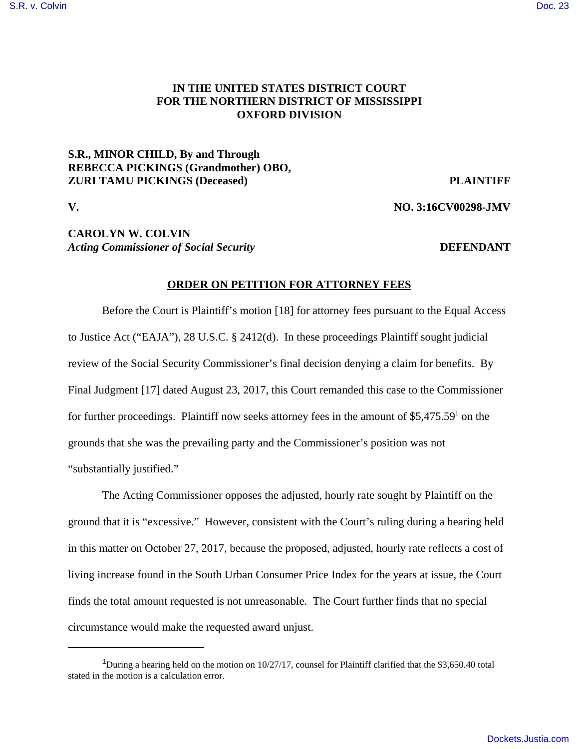**IN THE UNITED STATES DISTRICT COURT
FOR THE NORTHERN DISTRICT OF MISSISSIPPI
OXFORD DIVISION**

**S.R., MINOR CHILD, By and Through
REBECCA PICKINGS (Grandmother) OBO,
ZURI TAMU PICKINGS (Deceased)** **PLAINTIFF**

**V.** **NO. 3:16CV00298-JMV**

**CAROLYN W. COLVIN**
***Acting Commissioner of Social Security*** **DEFENDANT**

**ORDER ON PETITION FOR ATTORNEY FEES**

Before the Court is Plaintiff's motion [18] for attorney fees pursuant to the Equal Access to Justice Act ("EAJA"), 28 U.S.C. § 2412(d). In these proceedings Plaintiff sought judicial review of the Social Security Commissioner's final decision denying a claim for benefits. By Final Judgment [17] dated August 23, 2017, this Court remanded this case to the Commissioner for further proceedings. Plaintiff now seeks attorney fees in the amount of $5,475.59[1] on the grounds that she was the prevailing party and the Commissioner's position was not "substantially justified."

The Acting Commissioner opposes the adjusted, hourly rate sought by Plaintiff on the ground that it is "excessive." However, consistent with the Court's ruling during a hearing held in this matter on October 27, 2017, because the proposed, adjusted, hourly rate reflects a cost of living increase found in the South Urban Consumer Price Index for the years at issue, the Court finds the total amount requested is not unreasonable. The Court further finds that no special circumstance would make the requested award unjust.

---

[1]During a hearing held on the motion on 10/27/17, counsel for Plaintiff clarified that the $3,650.40 total stated in the motion is a calculation error.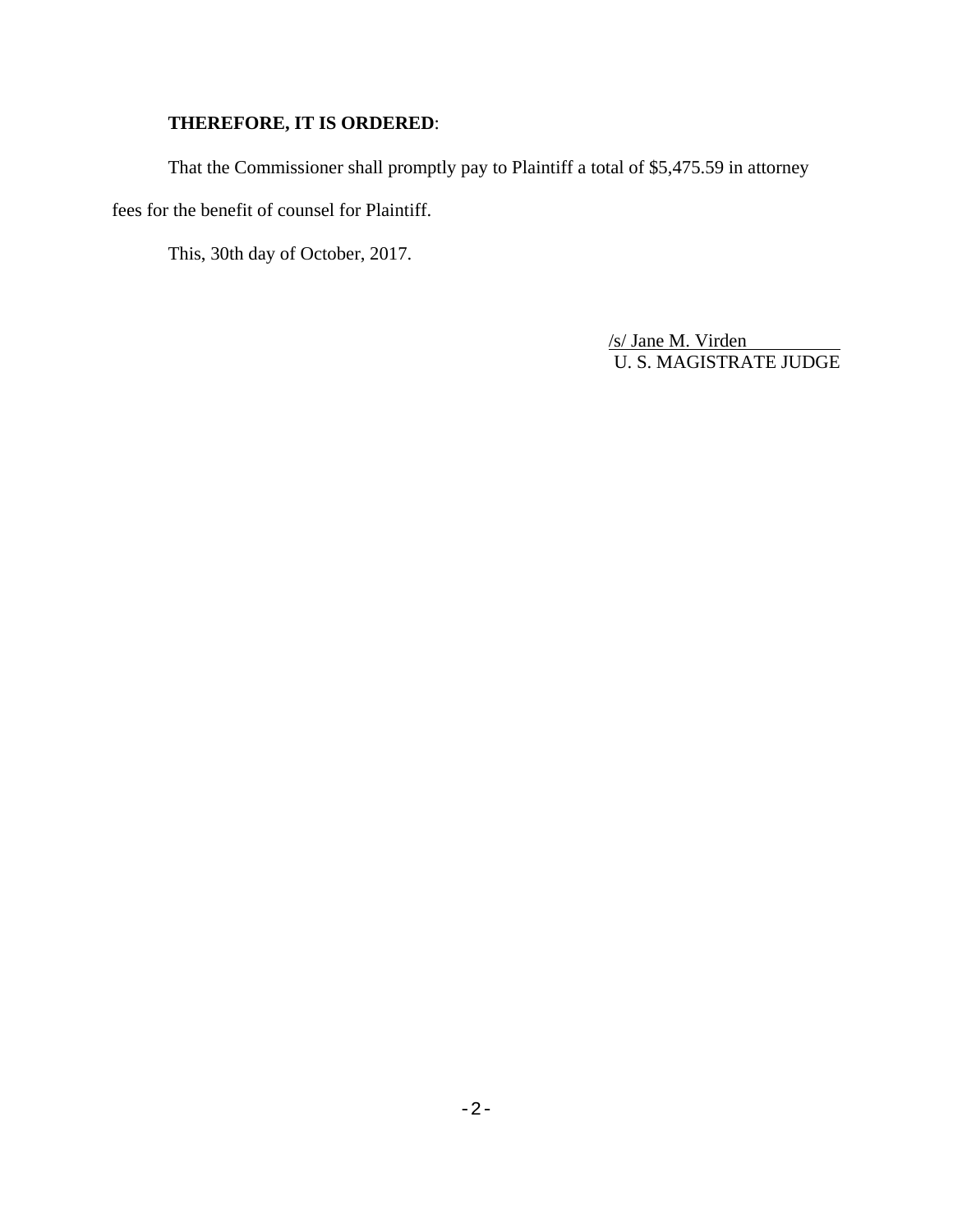**THEREFORE, IT IS ORDERED**:

That the Commissioner shall promptly pay to Plaintiff a total of $5,475.59 in attorney fees for the benefit of counsel for Plaintiff.

This, 30th day of October, 2017.

/s/ Jane M. Virden
U. S. MAGISTRATE JUDGE